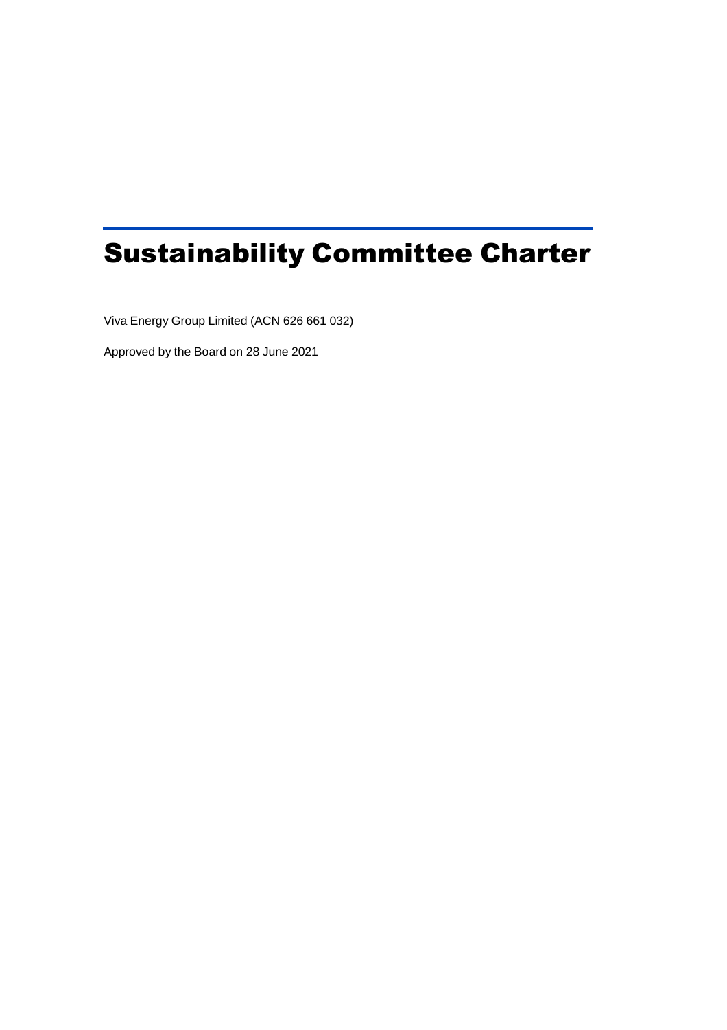# Sustainability Committee Charter

Viva Energy Group Limited (ACN 626 661 032)

Approved by the Board on 28 June 2021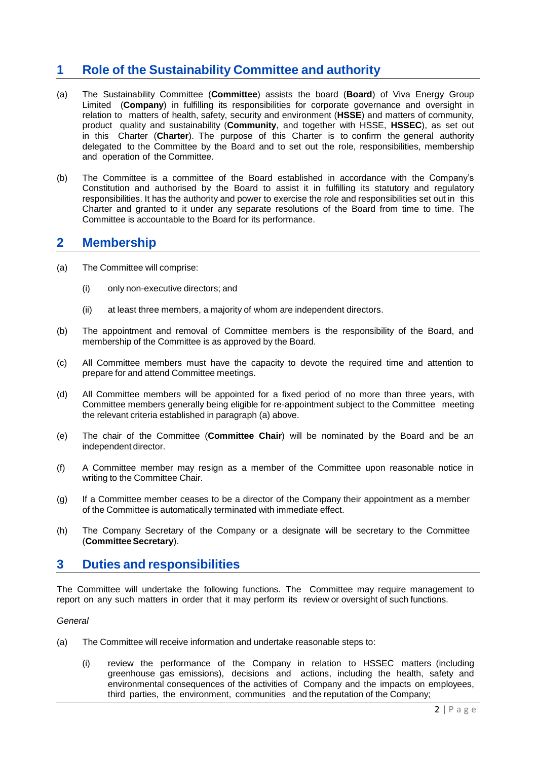## 1 Role of the Sustainability Committee and authority

(a) The Sustainability Committee (**Committee**) assists the board (**Board**) of Viva Energy Group Limited (**Company**) in fulfilling its responsibilities for corporate governance and oversight in relation to matters of health, safety, security and environment (**HSSE**) and matters of community, product quality and sustainability (**Community**, and together with HSSE, **HSSEC**), as set out in this Charter (**Charter**). The purpose of this Charter is to confirm the general authority delegated to the Committee by the Board and to set out the role, responsibilities, membership and operation of the Committee.

(b) The Committee is a committee of the Board established in accordance with the Company's Constitution and authorised by the Board to assist it in fulfilling its statutory and regulatory responsibilities. It has the authority and power to exercise the role and responsibilities set out in this Charter and granted to it under any separate resolutions of the Board from time to time. The Committee is accountable to the Board for its performance.

## 2 Membership

(a) The Committee will comprise:

  (i) only non-executive directors; and

  (ii) at least three members, a majority of whom are independent directors.

(b) The appointment and removal of Committee members is the responsibility of the Board, and membership of the Committee is as approved by the Board.

(c) All Committee members must have the capacity to devote the required time and attention to prepare for and attend Committee meetings.

(d) All Committee members will be appointed for a fixed period of no more than three years, with Committee members generally being eligible for re-appointment subject to the Committee meeting the relevant criteria established in paragraph (a) above.

(e) The chair of the Committee (**Committee Chair**) will be nominated by the Board and be an independent director.

(f) A Committee member may resign as a member of the Committee upon reasonable notice in writing to the Committee Chair.

(g) If a Committee member ceases to be a director of the Company their appointment as a member of the Committee is automatically terminated with immediate effect.

(h) The Company Secretary of the Company or a designate will be secretary to the Committee (**Committee Secretary**).

## 3 Duties and responsibilities

The Committee will undertake the following functions. The Committee may require management to report on any such matters in order that it may perform its review or oversight of such functions.

*General*

(a) The Committee will receive information and undertake reasonable steps to:

  (i) review the performance of the Company in relation to HSSEC matters (including greenhouse gas emissions), decisions and actions, including the health, safety and environmental consequences of the activities of Company and the impacts on employees, third parties, the environment, communities and the reputation of the Company;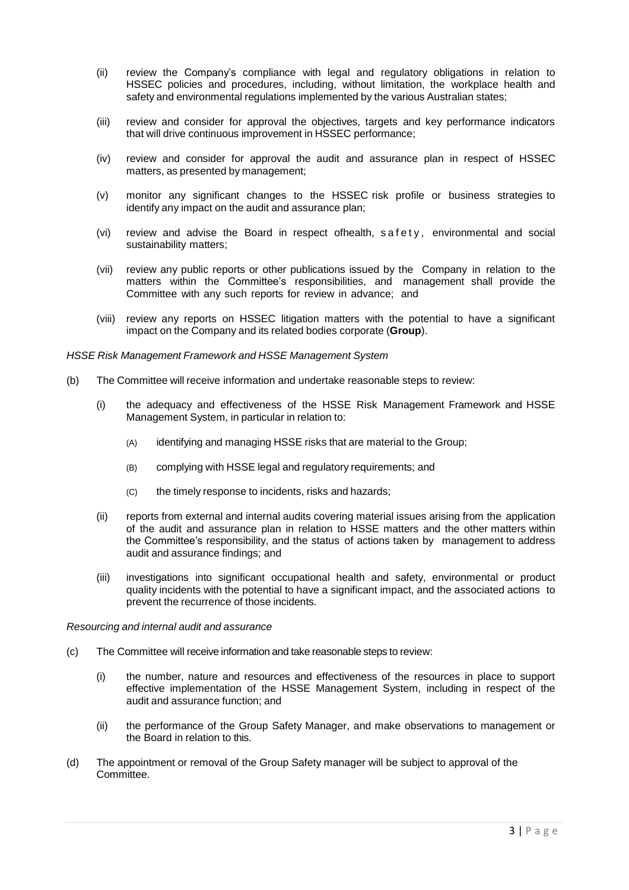(ii) review the Company's compliance with legal and regulatory obligations in relation to HSSEC policies and procedures, including, without limitation, the workplace health and safety and environmental regulations implemented by the various Australian states;

(iii) review and consider for approval the objectives, targets and key performance indicators that will drive continuous improvement in HSSEC performance;

(iv) review and consider for approval the audit and assurance plan in respect of HSSEC matters, as presented by management;

(v) monitor any significant changes to the HSSEC risk profile or business strategies to identify any impact on the audit and assurance plan;

(vi) review and advise the Board in respect ofhealth, safety, environmental and social sustainability matters;

(vii) review any public reports or other publications issued by the Company in relation to the matters within the Committee's responsibilities, and management shall provide the Committee with any such reports for review in advance; and

(viii) review any reports on HSSEC litigation matters with the potential to have a significant impact on the Company and its related bodies corporate (**Group**).

*HSSE Risk Management Framework and HSSE Management System*

(b) The Committee will receive information and undertake reasonable steps to review:

(i) the adequacy and effectiveness of the HSSE Risk Management Framework and HSSE Management System, in particular in relation to:

(A) identifying and managing HSSE risks that are material to the Group;

(B) complying with HSSE legal and regulatory requirements; and

(C) the timely response to incidents, risks and hazards;

(ii) reports from external and internal audits covering material issues arising from the application of the audit and assurance plan in relation to HSSE matters and the other matters within the Committee's responsibility, and the status of actions taken by management to address audit and assurance findings; and

(iii) investigations into significant occupational health and safety, environmental or product quality incidents with the potential to have a significant impact, and the associated actions to prevent the recurrence of those incidents.

*Resourcing and internal audit and assurance*

(c) The Committee will receive information and take reasonable steps to review:

(i) the number, nature and resources and effectiveness of the resources in place to support effective implementation of the HSSE Management System, including in respect of the audit and assurance function; and

(ii) the performance of the Group Safety Manager, and make observations to management or the Board in relation to this.

(d) The appointment or removal of the Group Safety manager will be subject to approval of the Committee.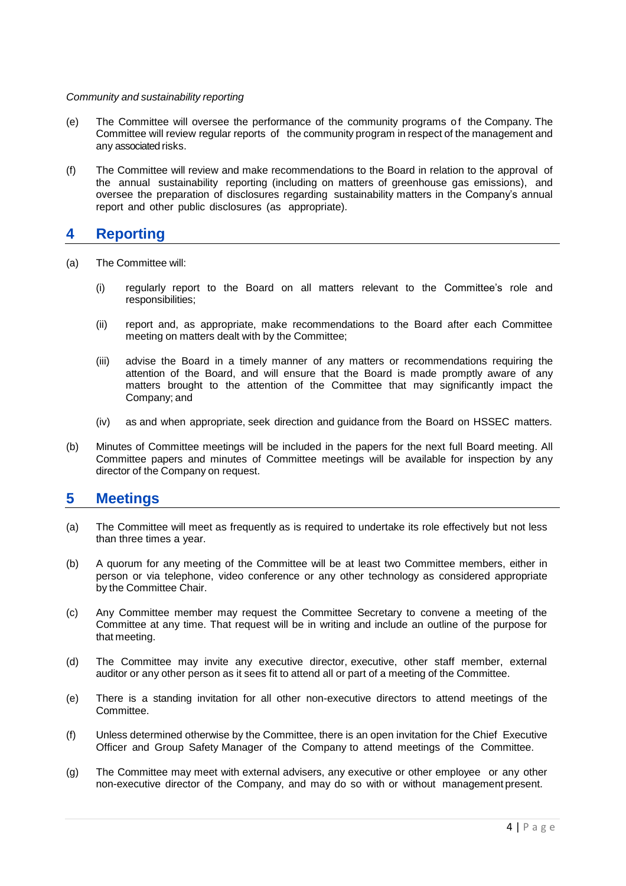*Community and sustainability reporting*

(e) The Committee will oversee the performance of the community programs of the Company. The Committee will review regular reports of the community program in respect of the management and any associated risks.

(f) The Committee will review and make recommendations to the Board in relation to the approval of the annual sustainability reporting (including on matters of greenhouse gas emissions), and oversee the preparation of disclosures regarding sustainability matters in the Company's annual report and other public disclosures (as appropriate).

## 4 Reporting

(a) The Committee will:

  (i) regularly report to the Board on all matters relevant to the Committee's role and responsibilities;

  (ii) report and, as appropriate, make recommendations to the Board after each Committee meeting on matters dealt with by the Committee;

  (iii) advise the Board in a timely manner of any matters or recommendations requiring the attention of the Board, and will ensure that the Board is made promptly aware of any matters brought to the attention of the Committee that may significantly impact the Company; and

  (iv) as and when appropriate, seek direction and guidance from the Board on HSSEC matters.

(b) Minutes of Committee meetings will be included in the papers for the next full Board meeting. All Committee papers and minutes of Committee meetings will be available for inspection by any director of the Company on request.

## 5 Meetings

(a) The Committee will meet as frequently as is required to undertake its role effectively but not less than three times a year.

(b) A quorum for any meeting of the Committee will be at least two Committee members, either in person or via telephone, video conference or any other technology as considered appropriate by the Committee Chair.

(c) Any Committee member may request the Committee Secretary to convene a meeting of the Committee at any time. That request will be in writing and include an outline of the purpose for that meeting.

(d) The Committee may invite any executive director, executive, other staff member, external auditor or any other person as it sees fit to attend all or part of a meeting of the Committee.

(e) There is a standing invitation for all other non-executive directors to attend meetings of the Committee.

(f) Unless determined otherwise by the Committee, there is an open invitation for the Chief Executive Officer and Group Safety Manager of the Company to attend meetings of the Committee.

(g) The Committee may meet with external advisers, any executive or other employee or any other non-executive director of the Company, and may do so with or without management present.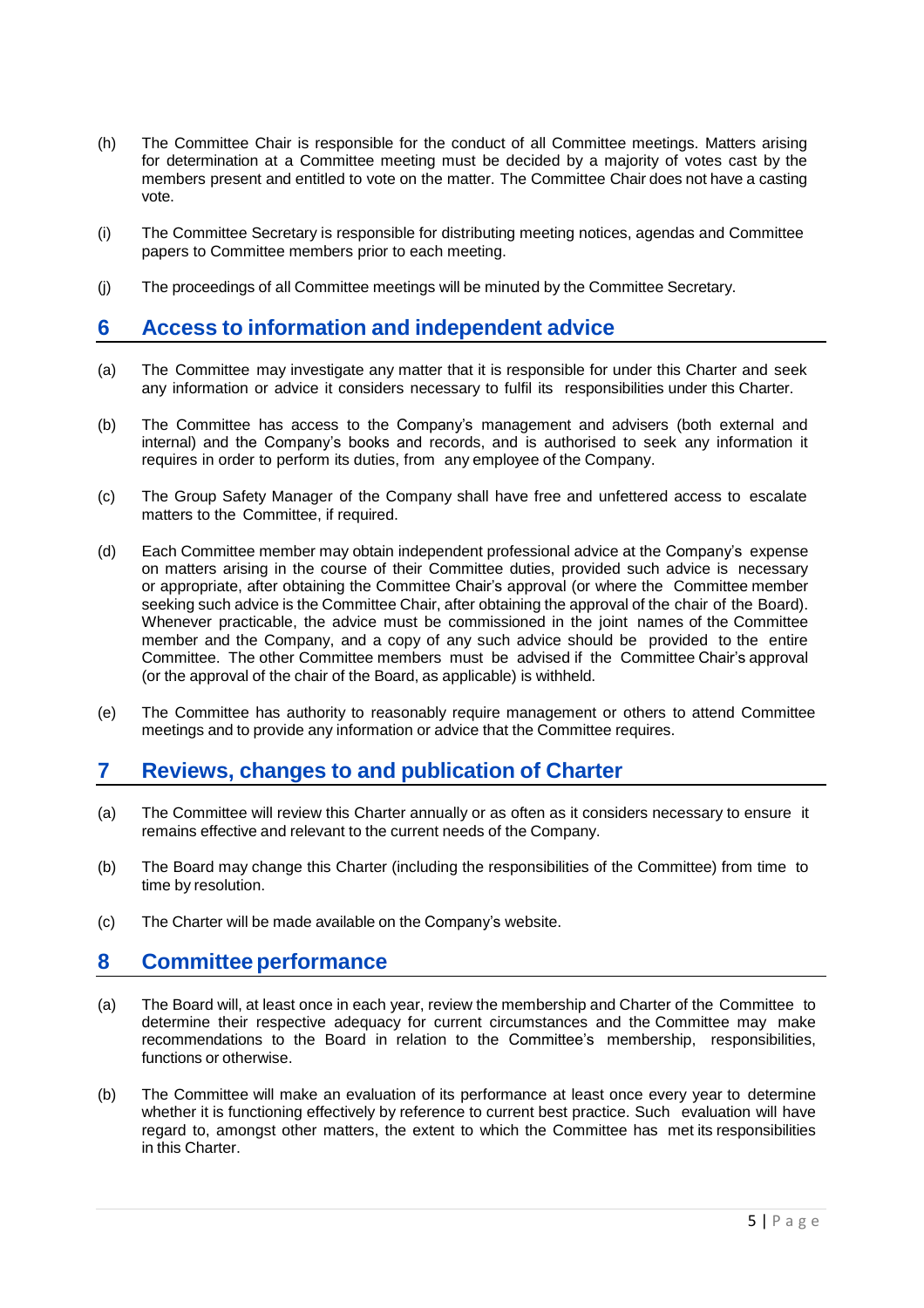(h) The Committee Chair is responsible for the conduct of all Committee meetings. Matters arising for determination at a Committee meeting must be decided by a majority of votes cast by the members present and entitled to vote on the matter. The Committee Chair does not have a casting vote.

(i) The Committee Secretary is responsible for distributing meeting notices, agendas and Committee papers to Committee members prior to each meeting.

(j) The proceedings of all Committee meetings will be minuted by the Committee Secretary.

## 6 Access to information and independent advice

(a) The Committee may investigate any matter that it is responsible for under this Charter and seek any information or advice it considers necessary to fulfil its responsibilities under this Charter.

(b) The Committee has access to the Company's management and advisers (both external and internal) and the Company's books and records, and is authorised to seek any information it requires in order to perform its duties, from any employee of the Company.

(c) The Group Safety Manager of the Company shall have free and unfettered access to escalate matters to the Committee, if required.

(d) Each Committee member may obtain independent professional advice at the Company's expense on matters arising in the course of their Committee duties, provided such advice is necessary or appropriate, after obtaining the Committee Chair's approval (or where the Committee member seeking such advice is the Committee Chair, after obtaining the approval of the chair of the Board). Whenever practicable, the advice must be commissioned in the joint names of the Committee member and the Company, and a copy of any such advice should be provided to the entire Committee. The other Committee members must be advised if the Committee Chair's approval (or the approval of the chair of the Board, as applicable) is withheld.

(e) The Committee has authority to reasonably require management or others to attend Committee meetings and to provide any information or advice that the Committee requires.

## 7 Reviews, changes to and publication of Charter

(a) The Committee will review this Charter annually or as often as it considers necessary to ensure it remains effective and relevant to the current needs of the Company.

(b) The Board may change this Charter (including the responsibilities of the Committee) from time to time by resolution.

(c) The Charter will be made available on the Company's website.

## 8 Committee performance

(a) The Board will, at least once in each year, review the membership and Charter of the Committee to determine their respective adequacy for current circumstances and the Committee may make recommendations to the Board in relation to the Committee's membership, responsibilities, functions or otherwise.

(b) The Committee will make an evaluation of its performance at least once every year to determine whether it is functioning effectively by reference to current best practice. Such evaluation will have regard to, amongst other matters, the extent to which the Committee has met its responsibilities in this Charter.